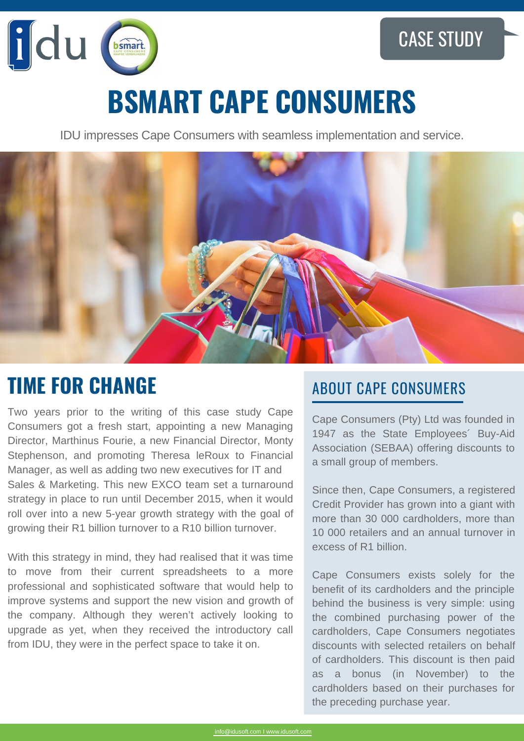CASE STUDY

# BSMART CAPE CONSUMERS

IDU impresses Cape Consumers with seamless implementation and service.

## TIME FOR CHANGE

Two years prior to the writing of this case study Cape Consumers got a fresh start, appointing a new Managing Director, Marthinus Fourie, a new Financial Director, Monty Stephenson, and promoting Theresa leRoux to Financial Manager, as well as adding two new executives for IT and Sales & Marketing. This new EXCO team set a turnaround strategy in place to run until December 2015, when it would roll over into a new 5-year growth strategy with the goal of growing their R1 billion turnover to a R10 billion turnover.

With this strategy in mind, they had realised that it was time to move from their current spreadsheets to a more professional and sophisticated software that would help to improve systems and support the new vision and growth of the company. Although they weren't actively looking to upgrade as yet, when they received the introductory call from IDU, they were in the perfect space to take it on.

## ABOUT CAPE CONSUMERS

Cape Consumers (Pty) Ltd was founded in 1947 as the State Employees´ Buy-Aid Association (SEBAA) offering discounts to a small group of members.

Since then, Cape Consumers, a registered Credit Provider has grown into a giant with more than 30 000 cardholders, more than 10 000 retailers and an annual turnover in excess of R1 billion.

Cape Consumers exists solely for the benefit of its cardholders and the principle behind the business is very simple: using the combined purchasing power of the cardholders, Cape Consumers negotiates discounts with selected retailers on behalf of cardholders. This discount is then paid as a bonus (in November) to the cardholders based on their purchases for the preceding purchase year.

info@idusoft.com I www.idusoft.com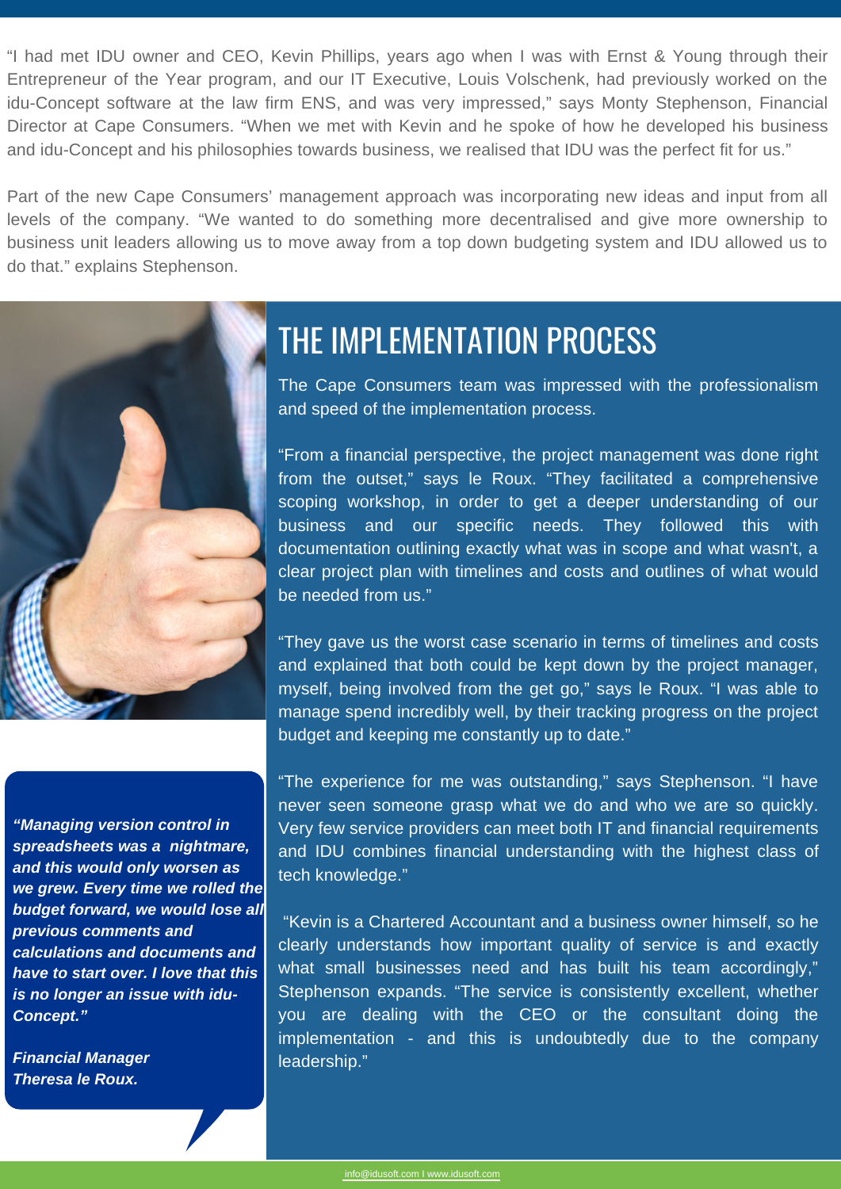“I had met IDU owner and CEO, Kevin Phillips, years ago when I was with Ernst & Young through their Entrepreneur of the Year program, and our IT Executive, Louis Volschenk, had previously worked on the idu-Concept software at the law firm ENS, and was very impressed,” says Monty Stephenson, Financial Director at Cape Consumers. “When we met with Kevin and he spoke of how he developed his business and idu-Concept and his philosophies towards business, we realised that IDU was the perfect fit for us.”

Part of the new Cape Consumers’ management approach was incorporating new ideas and input from all levels of the company. “We wanted to do something more decentralised and give more ownership to business unit leaders allowing us to move away from a top down budgeting system and IDU allowed us to do that.” explains Stephenson.

## THE IMPLEMENTATION PROCESS

The Cape Consumers team was impressed with the professionalism and speed of the implementation process.

“From a financial perspective, the project management was done right from the outset,” says le Roux. “They facilitated a comprehensive scoping workshop, in order to get a deeper understanding of our business and our specific needs. They followed this with documentation outlining exactly what was in scope and what wasn't, a clear project plan with timelines and costs and outlines of what would be needed from us.”

“They gave us the worst case scenario in terms of timelines and costs and explained that both could be kept down by the project manager, myself, being involved from the get go,” says le Roux. “I was able to manage spend incredibly well, by their tracking progress on the project budget and keeping me constantly up to date.”

“The experience for me was outstanding,” says Stephenson. “I have never seen someone grasp what we do and who we are so quickly. Very few service providers can meet both IT and financial requirements and IDU combines financial understanding with the highest class of tech knowledge.”

“Kevin is a Chartered Accountant and a business owner himself, so he clearly understands how important quality of service is and exactly what small businesses need and has built his team accordingly,” Stephenson expands. “The service is consistently excellent, whether you are dealing with the CEO or the consultant doing the implementation - and this is undoubtedly due to the company leadership.”

***“Managing version control in spreadsheets was a nightmare, and this would only worsen as we grew. Every time we rolled the budget forward, we would lose all previous comments and calculations and documents and have to start over. I love that this is no longer an issue with idu-Concept.”***

***Financial Manager***
***Theresa le Roux.***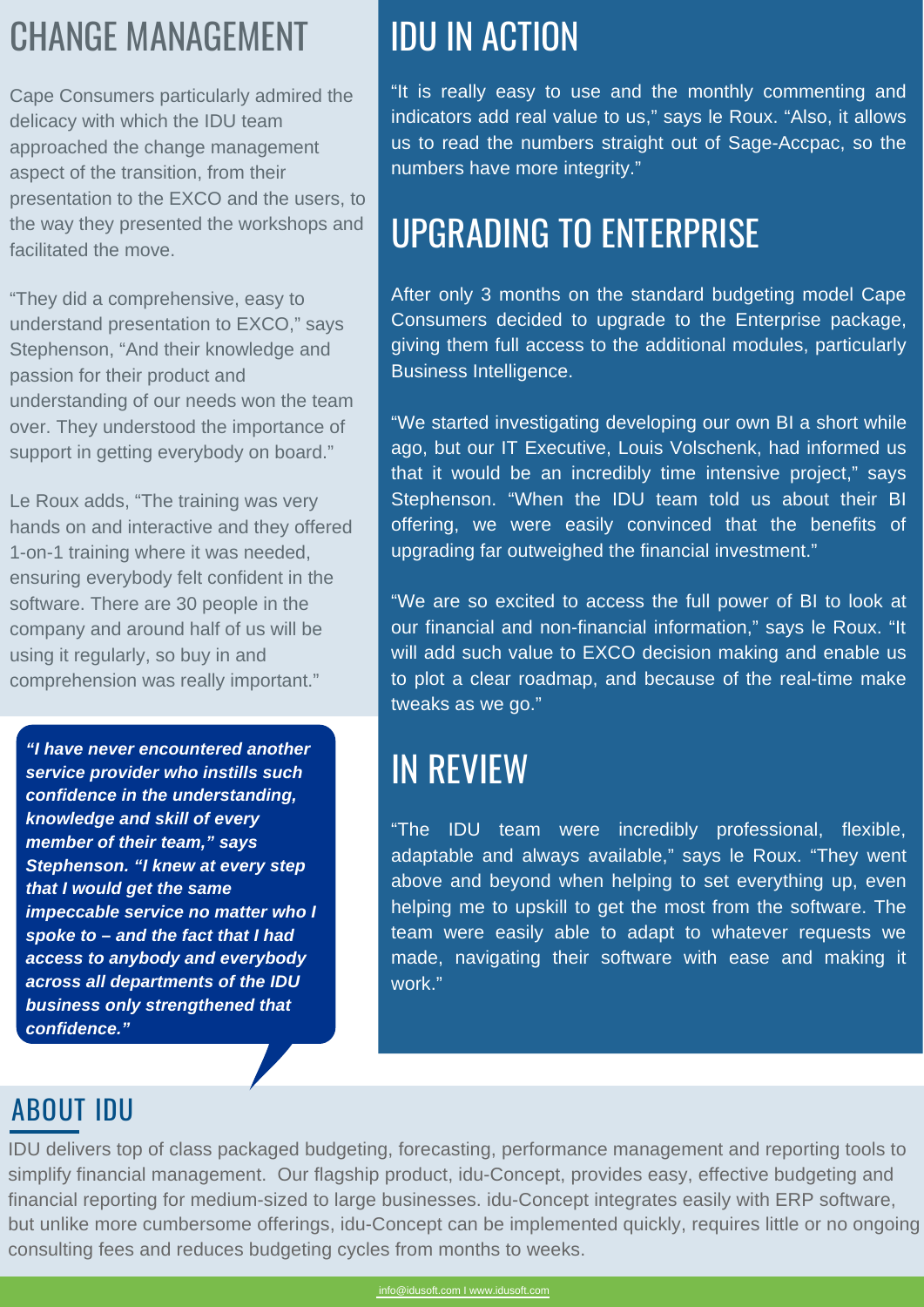## CHANGE MANAGEMENT

Cape Consumers particularly admired the delicacy with which the IDU team approached the change management aspect of the transition, from their presentation to the EXCO and the users, to the way they presented the workshops and facilitated the move.

"They did a comprehensive, easy to understand presentation to EXCO," says Stephenson, "And their knowledge and passion for their product and understanding of our needs won the team over. They understood the importance of support in getting everybody on board."

Le Roux adds, "The training was very hands on and interactive and they offered 1-on-1 training where it was needed, ensuring everybody felt confident in the software. There are 30 people in the company and around half of us will be using it regularly, so buy in and comprehension was really important."

***"I have never encountered another service provider who instills such confidence in the understanding, knowledge and skill of every member of their team," says Stephenson. "I knew at every step that I would get the same impeccable service no matter who I spoke to – and the fact that I had access to anybody and everybody across all departments of the IDU business only strengthened that confidence."***

## IDU IN ACTION

"It is really easy to use and the monthly commenting and indicators add real value to us," says le Roux. "Also, it allows us to read the numbers straight out of Sage-Accpac, so the numbers have more integrity."

## UPGRADING TO ENTERPRISE

After only 3 months on the standard budgeting model Cape Consumers decided to upgrade to the Enterprise package, giving them full access to the additional modules, particularly Business Intelligence.

"We started investigating developing our own BI a short while ago, but our IT Executive, Louis Volschenk, had informed us that it would be an incredibly time intensive project," says Stephenson. "When the IDU team told us about their BI offering, we were easily convinced that the benefits of upgrading far outweighed the financial investment."

"We are so excited to access the full power of BI to look at our financial and non-financial information," says le Roux. "It will add such value to EXCO decision making and enable us to plot a clear roadmap, and because of the real-time make tweaks as we go."

## IN REVIEW

"The IDU team were incredibly professional, flexible, adaptable and always available," says le Roux. "They went above and beyond when helping to set everything up, even helping me to upskill to get the most from the software. The team were easily able to adapt to whatever requests we made, navigating their software with ease and making it work."

## ABOUT IDU

IDU delivers top of class packaged budgeting, forecasting, performance management and reporting tools to simplify financial management. Our flagship product, idu-Concept, provides easy, effective budgeting and financial reporting for medium-sized to large businesses. idu-Concept integrates easily with ERP software, but unlike more cumbersome offerings, idu-Concept can be implemented quickly, requires little or no ongoing consulting fees and reduces budgeting cycles from months to weeks.

info@idusoft.com I www.idusoft.com